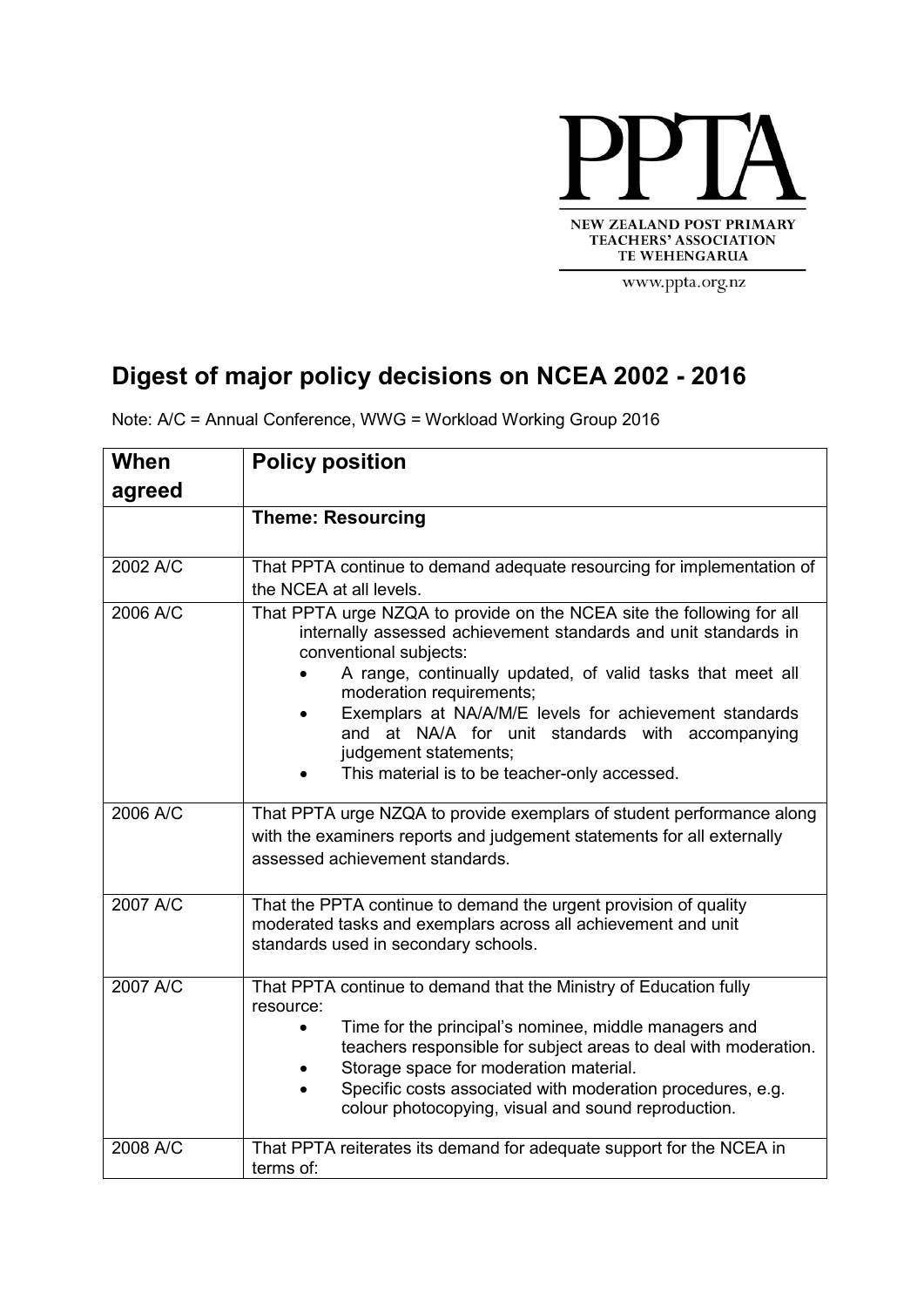PPTA

NEW ZEALAND POST PRIMARY TEACHERS' ASSOCIATION
TE WEHENGARUA

www.ppta.org.nz

# Digest of major policy decisions on NCEA 2002 - 2016

Note: A/C = Annual Conference, WWG = Workload Working Group 2016

| When agreed | Policy position |
|---|---|
| | **Theme: Resourcing** |
| 2002 A/C | That PPTA continue to demand adequate resourcing for implementation of the NCEA at all levels. |
| 2006 A/C | That PPTA urge NZQA to provide on the NCEA site the following for all internally assessed achievement standards and unit standards in conventional subjects:<br>• A range, continually updated, of valid tasks that meet all moderation requirements;<br>• Exemplars at NA/A/M/E levels for achievement standards and at NA/A for unit standards with accompanying judgement statements;<br>• This material is to be teacher-only accessed. |
| 2006 A/C | That PPTA urge NZQA to provide exemplars of student performance along with the examiners reports and judgement statements for all externally assessed achievement standards. |
| 2007 A/C | That the PPTA continue to demand the urgent provision of quality moderated tasks and exemplars across all achievement and unit standards used in secondary schools. |
| 2007 A/C | That PPTA continue to demand that the Ministry of Education fully resource:<br>• Time for the principal's nominee, middle managers and teachers responsible for subject areas to deal with moderation.<br>• Storage space for moderation material.<br>• Specific costs associated with moderation procedures, e.g. colour photocopying, visual and sound reproduction. |
| 2008 A/C | That PPTA reiterates its demand for adequate support for the NCEA in terms of: |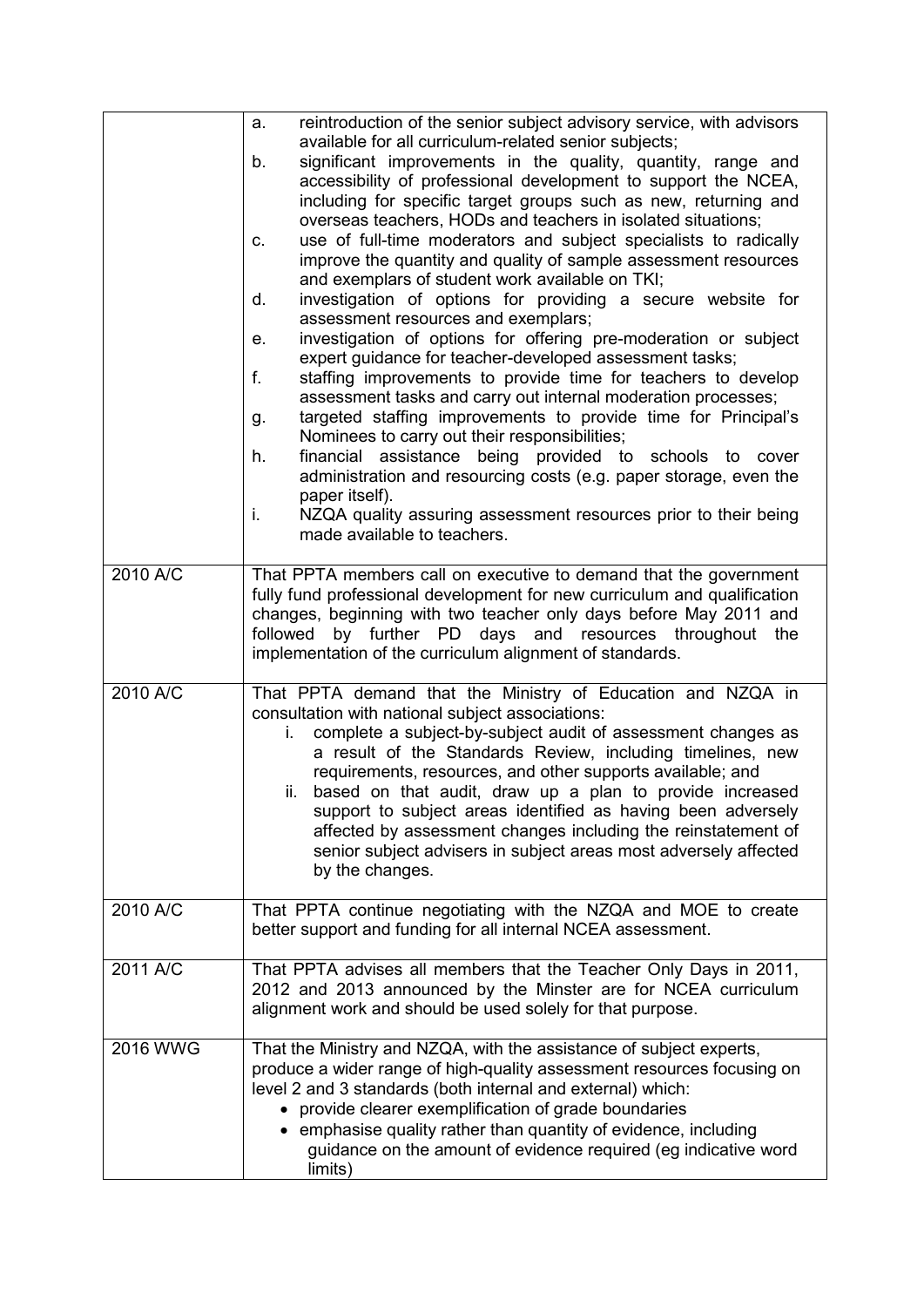| | |
|---|---|
| | a. reintroduction of the senior subject advisory service, with advisors available for all curriculum-related senior subjects;<br>b. significant improvements in the quality, quantity, range and accessibility of professional development to support the NCEA, including for specific target groups such as new, returning and overseas teachers, HODs and teachers in isolated situations;<br>c. use of full-time moderators and subject specialists to radically improve the quantity and quality of sample assessment resources and exemplars of student work available on TKI;<br>d. investigation of options for providing a secure website for assessment resources and exemplars;<br>e. investigation of options for offering pre-moderation or subject expert guidance for teacher-developed assessment tasks;<br>f. staffing improvements to provide time for teachers to develop assessment tasks and carry out internal moderation processes;<br>g. targeted staffing improvements to provide time for Principal's Nominees to carry out their responsibilities;<br>h. financial assistance being provided to schools to cover administration and resourcing costs (e.g. paper storage, even the paper itself).<br>i. NZQA quality assuring assessment resources prior to their being made available to teachers. |
| 2010 A/C | That PPTA members call on executive to demand that the government fully fund professional development for new curriculum and qualification changes, beginning with two teacher only days before May 2011 and followed by further PD days and resources throughout the implementation of the curriculum alignment of standards. |
| 2010 A/C | That PPTA demand that the Ministry of Education and NZQA in consultation with national subject associations:<br>i. complete a subject-by-subject audit of assessment changes as a result of the Standards Review, including timelines, new requirements, resources, and other supports available; and<br>ii. based on that audit, draw up a plan to provide increased support to subject areas identified as having been adversely affected by assessment changes including the reinstatement of senior subject advisers in subject areas most adversely affected by the changes. |
| 2010 A/C | That PPTA continue negotiating with the NZQA and MOE to create better support and funding for all internal NCEA assessment. |
| 2011 A/C | That PPTA advises all members that the Teacher Only Days in 2011, 2012 and 2013 announced by the Minster are for NCEA curriculum alignment work and should be used solely for that purpose. |
| 2016 WWG | That the Ministry and NZQA, with the assistance of subject experts, produce a wider range of high-quality assessment resources focusing on level 2 and 3 standards (both internal and external) which:<br>• provide clearer exemplification of grade boundaries<br>• emphasise quality rather than quantity of evidence, including guidance on the amount of evidence required (eg indicative word limits) |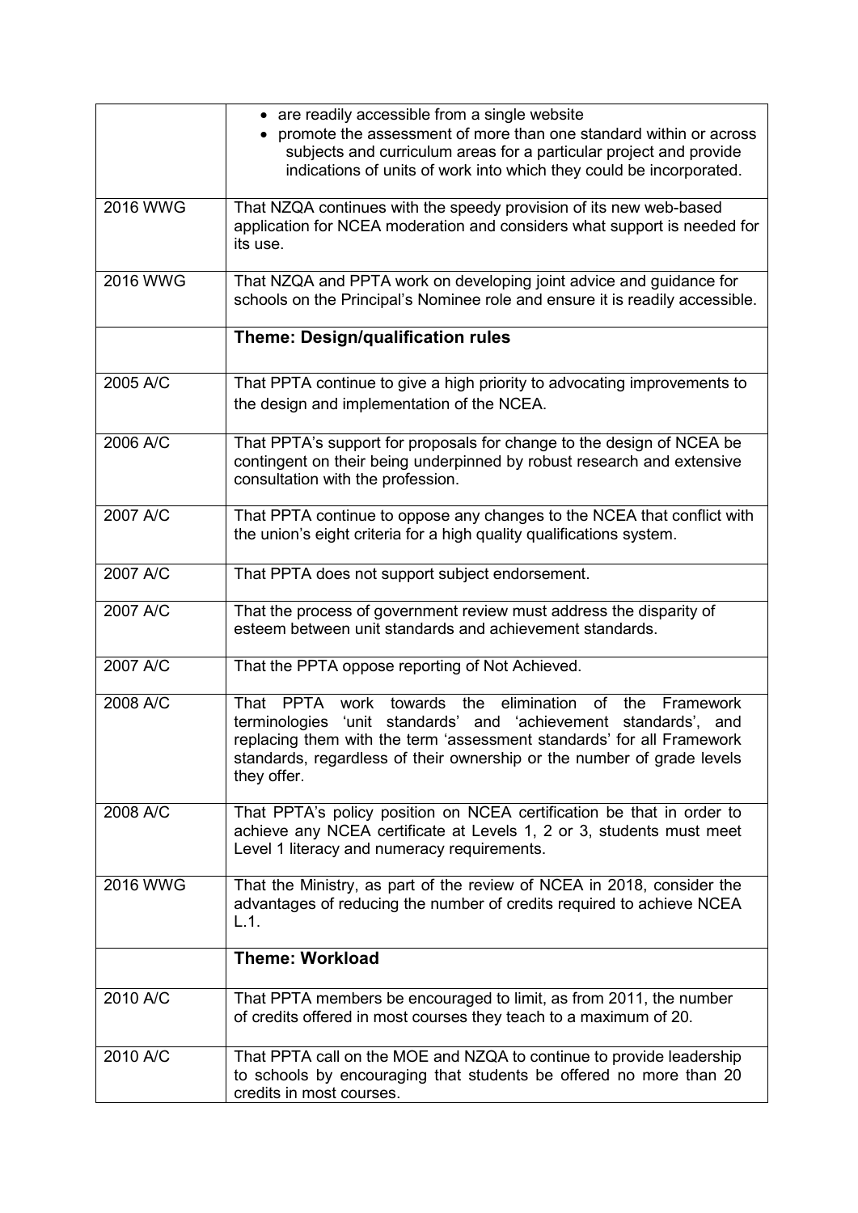| | |
|---|---|
| | • are readily accessible from a single website<br>• promote the assessment of more than one standard within or across subjects and curriculum areas for a particular project and provide indications of units of work into which they could be incorporated. |
| 2016 WWG | That NZQA continues with the speedy provision of its new web-based application for NCEA moderation and considers what support is needed for its use. |
| 2016 WWG | That NZQA and PPTA work on developing joint advice and guidance for schools on the Principal's Nominee role and ensure it is readily accessible. |
| | **Theme: Design/qualification rules** |
| 2005 A/C | That PPTA continue to give a high priority to advocating improvements to the design and implementation of the NCEA. |
| 2006 A/C | That PPTA's support for proposals for change to the design of NCEA be contingent on their being underpinned by robust research and extensive consultation with the profession. |
| 2007 A/C | That PPTA continue to oppose any changes to the NCEA that conflict with the union's eight criteria for a high quality qualifications system. |
| 2007 A/C | That PPTA does not support subject endorsement. |
| 2007 A/C | That the process of government review must address the disparity of esteem between unit standards and achievement standards. |
| 2007 A/C | That the PPTA oppose reporting of Not Achieved. |
| 2008 A/C | That PPTA work towards the elimination of the Framework terminologies 'unit standards' and 'achievement standards', and replacing them with the term 'assessment standards' for all Framework standards, regardless of their ownership or the number of grade levels they offer. |
| 2008 A/C | That PPTA's policy position on NCEA certification be that in order to achieve any NCEA certificate at Levels 1, 2 or 3, students must meet Level 1 literacy and numeracy requirements. |
| 2016 WWG | That the Ministry, as part of the review of NCEA in 2018, consider the advantages of reducing the number of credits required to achieve NCEA L.1. |
| | **Theme: Workload** |
| 2010 A/C | That PPTA members be encouraged to limit, as from 2011, the number of credits offered in most courses they teach to a maximum of 20. |
| 2010 A/C | That PPTA call on the MOE and NZQA to continue to provide leadership to schools by encouraging that students be offered no more than 20 credits in most courses. |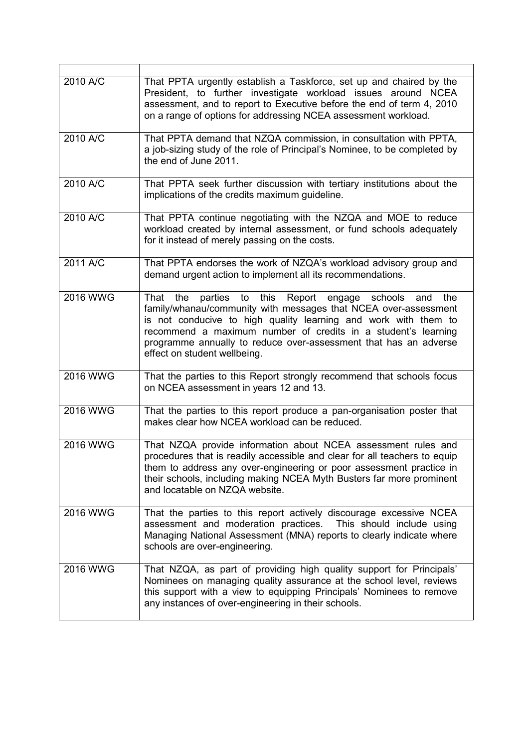| | |
|---|---|
| 2010 A/C | That PPTA urgently establish a Taskforce, set up and chaired by the President, to further investigate workload issues around NCEA assessment, and to report to Executive before the end of term 4, 2010 on a range of options for addressing NCEA assessment workload. |
| 2010 A/C | That PPTA demand that NZQA commission, in consultation with PPTA, a job-sizing study of the role of Principal's Nominee, to be completed by the end of June 2011. |
| 2010 A/C | That PPTA seek further discussion with tertiary institutions about the implications of the credits maximum guideline. |
| 2010 A/C | That PPTA continue negotiating with the NZQA and MOE to reduce workload created by internal assessment, or fund schools adequately for it instead of merely passing on the costs. |
| 2011 A/C | That PPTA endorses the work of NZQA's workload advisory group and demand urgent action to implement all its recommendations. |
| 2016 WWG | That the parties to this Report engage schools and the family/whanau/community with messages that NCEA over-assessment is not conducive to high quality learning and work with them to recommend a maximum number of credits in a student's learning programme annually to reduce over-assessment that has an adverse effect on student wellbeing. |
| 2016 WWG | That the parties to this Report strongly recommend that schools focus on NCEA assessment in years 12 and 13. |
| 2016 WWG | That the parties to this report produce a pan-organisation poster that makes clear how NCEA workload can be reduced. |
| 2016 WWG | That NZQA provide information about NCEA assessment rules and procedures that is readily accessible and clear for all teachers to equip them to address any over-engineering or poor assessment practice in their schools, including making NCEA Myth Busters far more prominent and locatable on NZQA website. |
| 2016 WWG | That the parties to this report actively discourage excessive NCEA assessment and moderation practices. This should include using Managing National Assessment (MNA) reports to clearly indicate where schools are over-engineering. |
| 2016 WWG | That NZQA, as part of providing high quality support for Principals' Nominees on managing quality assurance at the school level, reviews this support with a view to equipping Principals' Nominees to remove any instances of over-engineering in their schools. |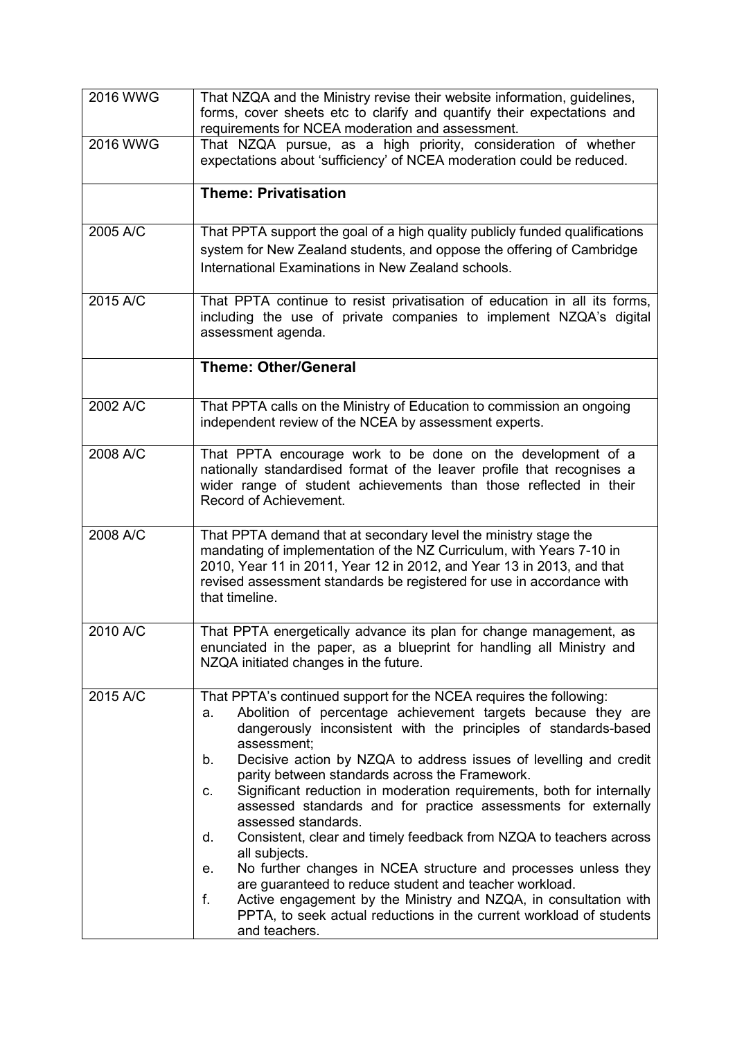| | |
|---|---|
| 2016 WWG | That NZQA and the Ministry revise their website information, guidelines, forms, cover sheets etc to clarify and quantify their expectations and requirements for NCEA moderation and assessment. |
| 2016 WWG | That NZQA pursue, as a high priority, consideration of whether expectations about 'sufficiency' of NCEA moderation could be reduced. |
| | **Theme: Privatisation** |
| 2005 A/C | That PPTA support the goal of a high quality publicly funded qualifications system for New Zealand students, and oppose the offering of Cambridge International Examinations in New Zealand schools. |
| 2015 A/C | That PPTA continue to resist privatisation of education in all its forms, including the use of private companies to implement NZQA's digital assessment agenda. |
| | **Theme: Other/General** |
| 2002 A/C | That PPTA calls on the Ministry of Education to commission an ongoing independent review of the NCEA by assessment experts. |
| 2008 A/C | That PPTA encourage work to be done on the development of a nationally standardised format of the leaver profile that recognises a wider range of student achievements than those reflected in their Record of Achievement. |
| 2008 A/C | That PPTA demand that at secondary level the ministry stage the mandating of implementation of the NZ Curriculum, with Years 7-10 in 2010, Year 11 in 2011, Year 12 in 2012, and Year 13 in 2013, and that revised assessment standards be registered for use in accordance with that timeline. |
| 2010 A/C | That PPTA energetically advance its plan for change management, as enunciated in the paper, as a blueprint for handling all Ministry and NZQA initiated changes in the future. |
| 2015 A/C | That PPTA's continued support for the NCEA requires the following:<br>a. Abolition of percentage achievement targets because they are dangerously inconsistent with the principles of standards-based assessment;<br>b. Decisive action by NZQA to address issues of levelling and credit parity between standards across the Framework.<br>c. Significant reduction in moderation requirements, both for internally assessed standards and for practice assessments for externally assessed standards.<br>d. Consistent, clear and timely feedback from NZQA to teachers across all subjects.<br>e. No further changes in NCEA structure and processes unless they are guaranteed to reduce student and teacher workload.<br>f. Active engagement by the Ministry and NZQA, in consultation with PPTA, to seek actual reductions in the current workload of students and teachers. |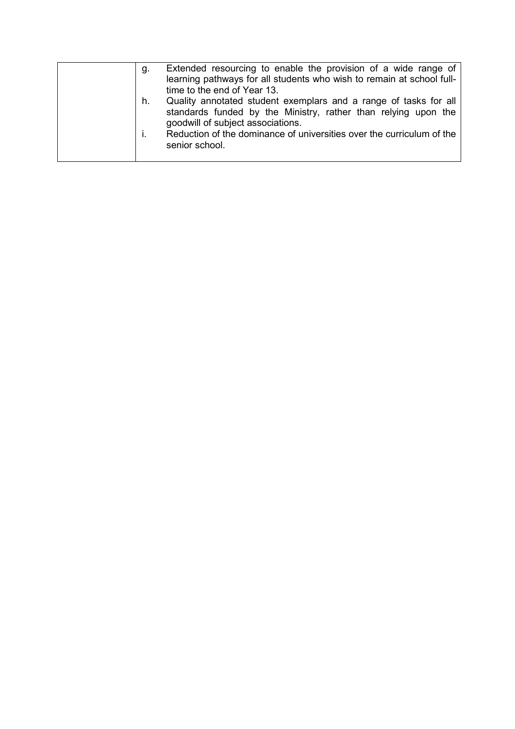| | |
|---|---|
| | g. Extended resourcing to enable the provision of a wide range of learning pathways for all students who wish to remain at school full-time to the end of Year 13.<br>h. Quality annotated student exemplars and a range of tasks for all standards funded by the Ministry, rather than relying upon the goodwill of subject associations.<br>i. Reduction of the dominance of universities over the curriculum of the senior school. |